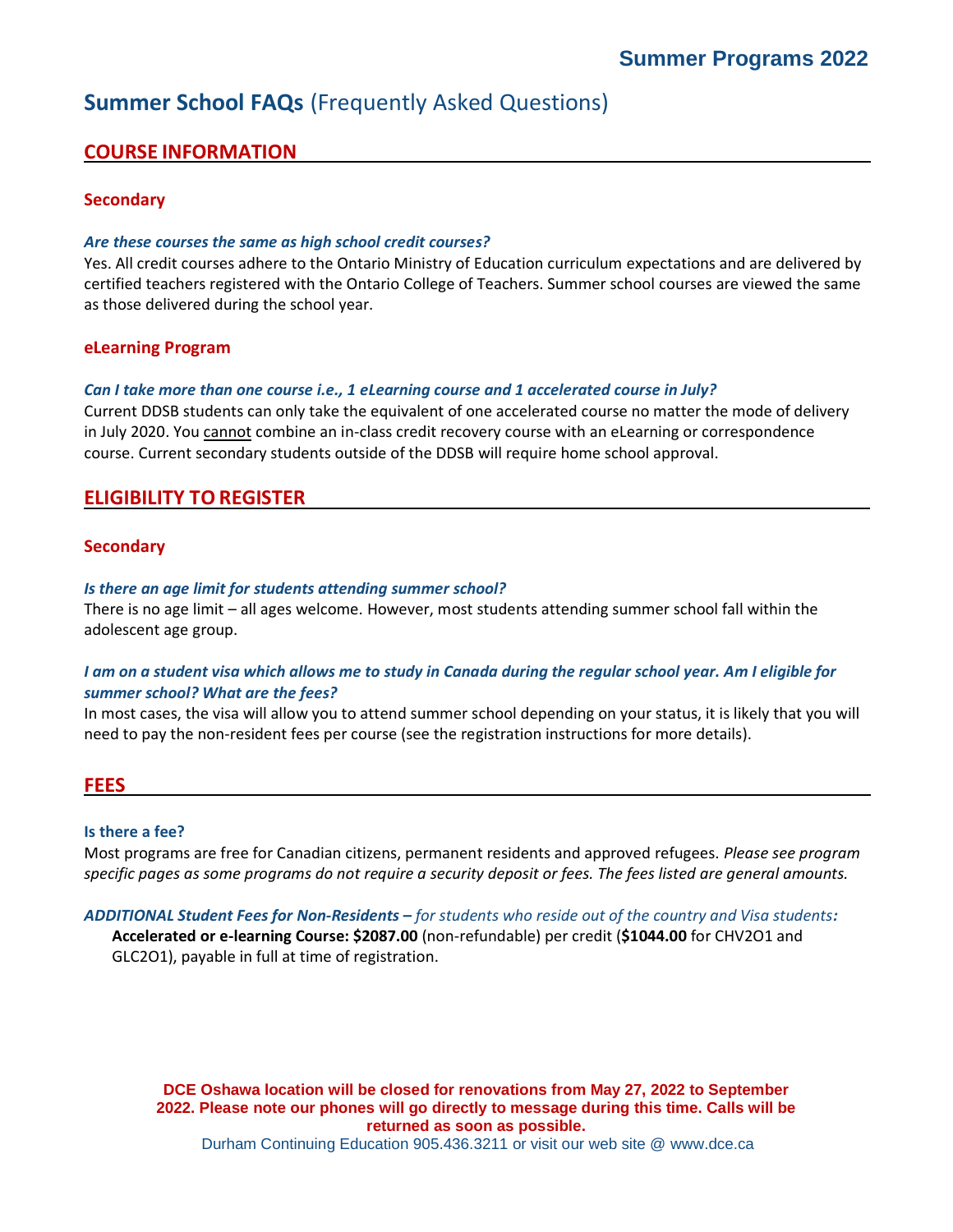# Summer Programs 2022

## Summer School FAQs (Frequently Asked Questions)

## COURSE INFORMATION

### Secondary

***Are these courses the same as high school credit courses?***

Yes. All credit courses adhere to the Ontario Ministry of Education curriculum expectations and are delivered by certified teachers registered with the Ontario College of Teachers. Summer school courses are viewed the same as those delivered during the school year.

### eLearning Program

***Can I take more than one course i.e., 1 eLearning course and 1 accelerated course in July?***

Current DDSB students can only take the equivalent of one accelerated course no matter the mode of delivery in July 2020. You cannot combine an in-class credit recovery course with an eLearning or correspondence course. Current secondary students outside of the DDSB will require home school approval.

## ELIGIBILITY TO REGISTER

### Secondary

***Is there an age limit for students attending summer school?***

There is no age limit – all ages welcome. However, most students attending summer school fall within the adolescent age group.

***I am on a student visa which allows me to study in Canada during the regular school year. Am I eligible for summer school? What are the fees?***

In most cases, the visa will allow you to attend summer school depending on your status, it is likely that you will need to pay the non-resident fees per course (see the registration instructions for more details).

## FEES

### Is there a fee?

Most programs are free for Canadian citizens, permanent residents and approved refugees. *Please see program specific pages as some programs do not require a security deposit or fees. The fees listed are general amounts.*

***ADDITIONAL Student Fees for Non-Residents** – for students who reside out of the country and Visa students:*

**Accelerated or e-learning Course: $2087.00** (non-refundable) per credit (**$1044.00** for CHV2O1 and GLC2O1), payable in full at time of registration.

**DCE Oshawa location will be closed for renovations from May 27, 2022 to September 2022. Please note our phones will go directly to message during this time. Calls will be returned as soon as possible.**

Durham Continuing Education 905.436.3211 or visit our web site @ www.dce.ca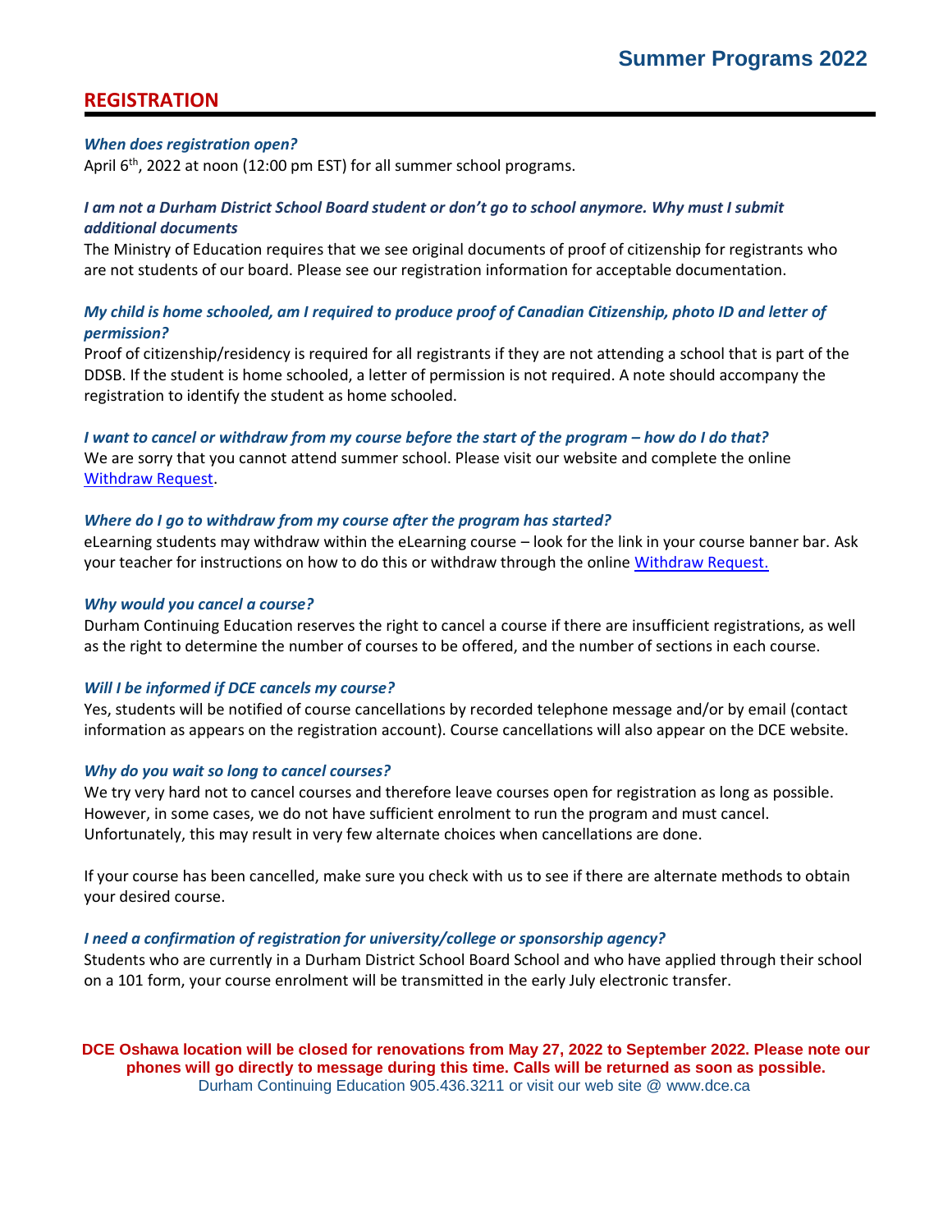## REGISTRATION

***When does registration open?***

April 6th, 2022 at noon (12:00 pm EST) for all summer school programs.

***I am not a Durham District School Board student or don't go to school anymore. Why must I submit additional documents***

The Ministry of Education requires that we see original documents of proof of citizenship for registrants who are not students of our board. Please see our registration information for acceptable documentation.

***My child is home schooled, am I required to produce proof of Canadian Citizenship, photo ID and letter of permission?***

Proof of citizenship/residency is required for all registrants if they are not attending a school that is part of the DDSB. If the student is home schooled, a letter of permission is not required. A note should accompany the registration to identify the student as home schooled.

***I want to cancel or withdraw from my course before the start of the program – how do I do that?***

We are sorry that you cannot attend summer school. Please visit our website and complete the online Withdraw Request.

***Where do I go to withdraw from my course after the program has started?***

eLearning students may withdraw within the eLearning course – look for the link in your course banner bar. Ask your teacher for instructions on how to do this or withdraw through the online Withdraw Request.

***Why would you cancel a course?***

Durham Continuing Education reserves the right to cancel a course if there are insufficient registrations, as well as the right to determine the number of courses to be offered, and the number of sections in each course.

***Will I be informed if DCE cancels my course?***

Yes, students will be notified of course cancellations by recorded telephone message and/or by email (contact information as appears on the registration account). Course cancellations will also appear on the DCE website.

***Why do you wait so long to cancel courses?***

We try very hard not to cancel courses and therefore leave courses open for registration as long as possible. However, in some cases, we do not have sufficient enrolment to run the program and must cancel. Unfortunately, this may result in very few alternate choices when cancellations are done.

If your course has been cancelled, make sure you check with us to see if there are alternate methods to obtain your desired course.

***I need a confirmation of registration for university/college or sponsorship agency?***

Students who are currently in a Durham District School Board School and who have applied through their school on a 101 form, your course enrolment will be transmitted in the early July electronic transfer.

**DCE Oshawa location will be closed for renovations from May 27, 2022 to September 2022. Please note our phones will go directly to message during this time. Calls will be returned as soon as possible.**

Durham Continuing Education 905.436.3211 or visit our web site @ www.dce.ca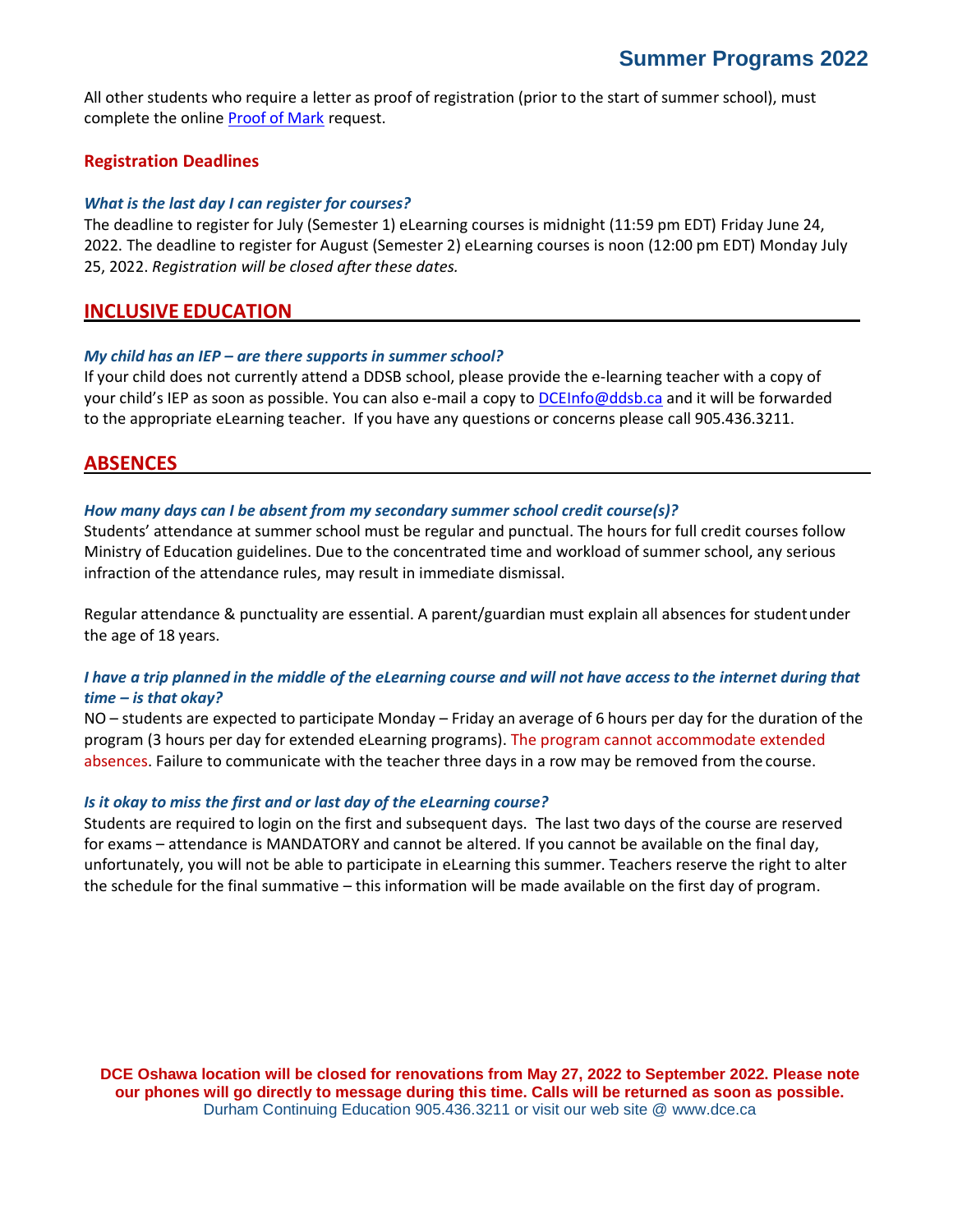All other students who require a letter as proof of registration (prior to the start of summer school), must complete the online [Proof of Mark] request.

### Registration Deadlines

***What is the last day I can register for courses?***

The deadline to register for July (Semester 1) eLearning courses is midnight (11:59 pm EDT) Friday June 24, 2022. The deadline to register for August (Semester 2) eLearning courses is noon (12:00 pm EDT) Monday July 25, 2022. *Registration will be closed after these dates.*

## INCLUSIVE EDUCATION

***My child has an IEP – are there supports in summer school?***

If your child does not currently attend a DDSB school, please provide the e-learning teacher with a copy of your child's IEP as soon as possible. You can also e-mail a copy to DCEInfo@ddsb.ca and it will be forwarded to the appropriate eLearning teacher. If you have any questions or concerns please call 905.436.3211.

## ABSENCES

***How many days can I be absent from my secondary summer school credit course(s)?***

Students' attendance at summer school must be regular and punctual. The hours for full credit courses follow Ministry of Education guidelines. Due to the concentrated time and workload of summer school, any serious infraction of the attendance rules, may result in immediate dismissal.

Regular attendance & punctuality are essential. A parent/guardian must explain all absences for student under the age of 18 years.

***I have a trip planned in the middle of the eLearning course and will not have access to the internet during that time – is that okay?***

NO – students are expected to participate Monday – Friday an average of 6 hours per day for the duration of the program (3 hours per day for extended eLearning programs). The program cannot accommodate extended absences. Failure to communicate with the teacher three days in a row may be removed from the course.

***Is it okay to miss the first and or last day of the eLearning course?***

Students are required to login on the first and subsequent days. The last two days of the course are reserved for exams – attendance is MANDATORY and cannot be altered. If you cannot be available on the final day, unfortunately, you will not be able to participate in eLearning this summer. Teachers reserve the right to alter the schedule for the final summative – this information will be made available on the first day of program.

**DCE Oshawa location will be closed for renovations from May 27, 2022 to September 2022. Please note our phones will go directly to message during this time. Calls will be returned as soon as possible.**

Durham Continuing Education 905.436.3211 or visit our web site @ www.dce.ca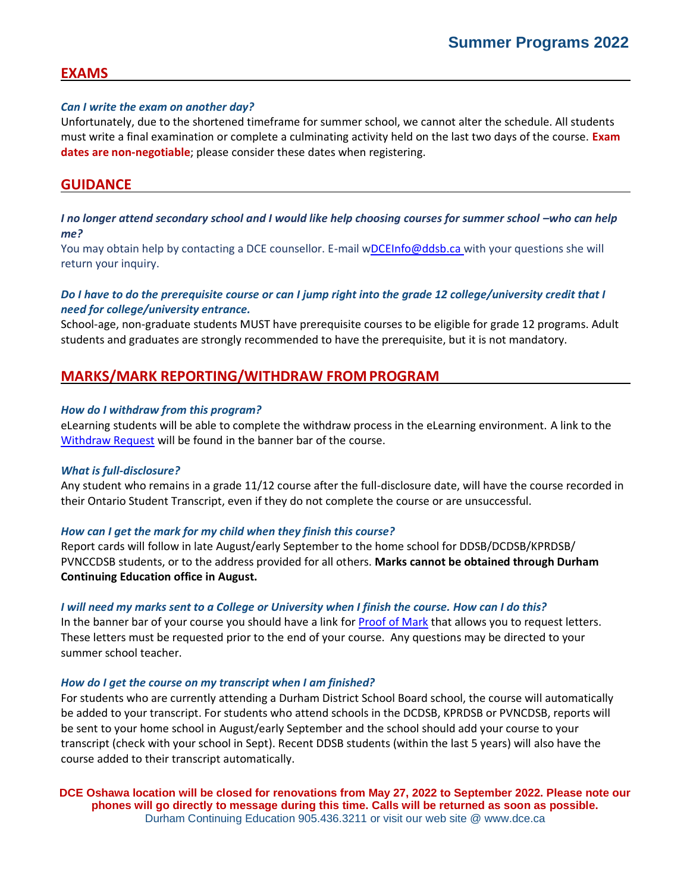## EXAMS

***Can I write the exam on another day?***

Unfortunately, due to the shortened timeframe for summer school, we cannot alter the schedule. All students must write a final examination or complete a culminating activity held on the last two days of the course. **Exam dates are non-negotiable**; please consider these dates when registering.

## GUIDANCE

***I no longer attend secondary school and I would like help choosing courses for summer school –who can help me?***

You may obtain help by contacting a DCE counsellor. E-mail wDCEInfo@ddsb.ca with your questions she will return your inquiry.

***Do I have to do the prerequisite course or can I jump right into the grade 12 college/university credit that I need for college/university entrance.***

School-age, non-graduate students MUST have prerequisite courses to be eligible for grade 12 programs. Adult students and graduates are strongly recommended to have the prerequisite, but it is not mandatory.

## MARKS/MARK REPORTING/WITHDRAW FROM PROGRAM

***How do I withdraw from this program?***

eLearning students will be able to complete the withdraw process in the eLearning environment. A link to the Withdraw Request will be found in the banner bar of the course.

***What is full-disclosure?***

Any student who remains in a grade 11/12 course after the full-disclosure date, will have the course recorded in their Ontario Student Transcript, even if they do not complete the course or are unsuccessful.

***How can I get the mark for my child when they finish this course?***

Report cards will follow in late August/early September to the home school for DDSB/DCDSB/KPRDSB/ PVNCCDSB students, or to the address provided for all others. **Marks cannot be obtained through Durham Continuing Education office in August.**

***I will need my marks sent to a College or University when I finish the course. How can I do this?***

In the banner bar of your course you should have a link for Proof of Mark that allows you to request letters. These letters must be requested prior to the end of your course. Any questions may be directed to your summer school teacher.

***How do I get the course on my transcript when I am finished?***

For students who are currently attending a Durham District School Board school, the course will automatically be added to your transcript. For students who attend schools in the DCDSB, KPRDSB or PVNCDSB, reports will be sent to your home school in August/early September and the school should add your course to your transcript (check with your school in Sept). Recent DDSB students (within the last 5 years) will also have the course added to their transcript automatically.

**DCE Oshawa location will be closed for renovations from May 27, 2022 to September 2022. Please note our phones will go directly to message during this time. Calls will be returned as soon as possible.**

Durham Continuing Education 905.436.3211 or visit our web site @ www.dce.ca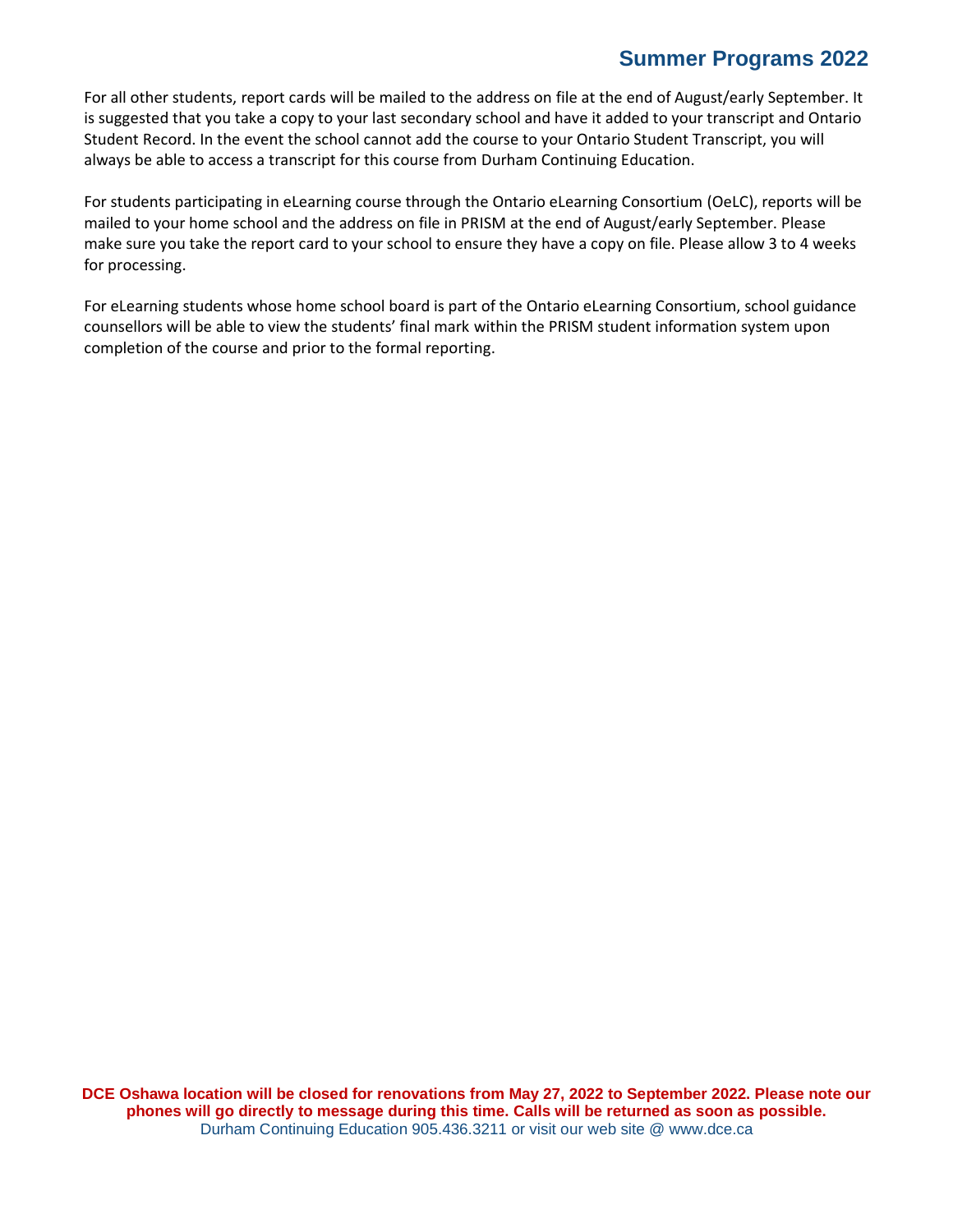For all other students, report cards will be mailed to the address on file at the end of August/early September. It is suggested that you take a copy to your last secondary school and have it added to your transcript and Ontario Student Record. In the event the school cannot add the course to your Ontario Student Transcript, you will always be able to access a transcript for this course from Durham Continuing Education.

For students participating in eLearning course through the Ontario eLearning Consortium (OeLC), reports will be mailed to your home school and the address on file in PRISM at the end of August/early September. Please make sure you take the report card to your school to ensure they have a copy on file. Please allow 3 to 4 weeks for processing.

For eLearning students whose home school board is part of the Ontario eLearning Consortium, school guidance counsellors will be able to view the students' final mark within the PRISM student information system upon completion of the course and prior to the formal reporting.